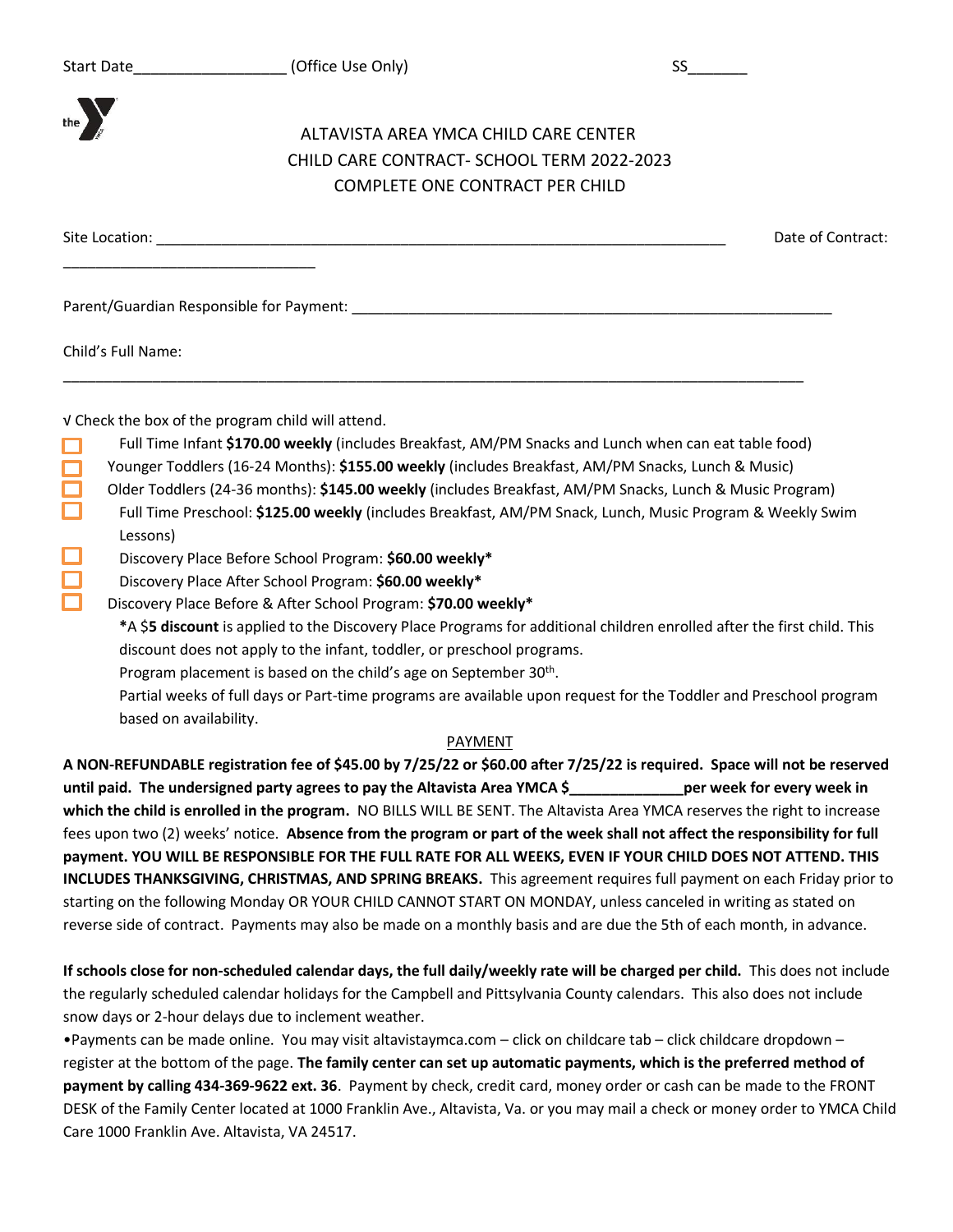Start Date__________________ (Office Use Only) SS_______

ALTAVISTA AREA YMCA CHILD CARE CENTER
CHILD CARE CONTRACT- SCHOOL TERM 2022-2023
COMPLETE ONE CONTRACT PER CHILD

Site Location: ________________________________________________________________________ Date of Contract: _______________________________

Parent/Guardian Responsible for Payment: ____________________________________________________________

Child's Full Name: ____________________________________________________________________________________________

√ Check the box of the program child will attend.

- ☐ Full Time Infant **$170.00 weekly** (includes Breakfast, AM/PM Snacks and Lunch when can eat table food)
- ☐ Younger Toddlers (16-24 Months): **$155.00 weekly** (includes Breakfast, AM/PM Snacks, Lunch & Music)
- ☐ Older Toddlers (24-36 months): **$145.00 weekly** (includes Breakfast, AM/PM Snacks, Lunch & Music Program)
- ☐ Full Time Preschool: **$125.00 weekly** (includes Breakfast, AM/PM Snack, Lunch, Music Program & Weekly Swim Lessons)
- ☐ Discovery Place Before School Program: **$60.00 weekly***
- ☐ Discovery Place After School Program: **$60.00 weekly***
- ☐ Discovery Place Before & After School Program: **$70.00 weekly***

**\***A $**5 discount** is applied to the Discovery Place Programs for additional children enrolled after the first child. This discount does not apply to the infant, toddler, or preschool programs.

Program placement is based on the child's age on September 30th.

Partial weeks of full days or Part-time programs are available upon request for the Toddler and Preschool program based on availability.

PAYMENT

**A NON-REFUNDABLE registration fee of $45.00 by 7/25/22 or $60.00 after 7/25/22 is required. Space will not be reserved until paid. The undersigned party agrees to pay the Altavista Area YMCA $______________per week for every week in which the child is enrolled in the program.** NO BILLS WILL BE SENT. The Altavista Area YMCA reserves the right to increase fees upon two (2) weeks' notice. **Absence from the program or part of the week shall not affect the responsibility for full payment. YOU WILL BE RESPONSIBLE FOR THE FULL RATE FOR ALL WEEKS, EVEN IF YOUR CHILD DOES NOT ATTEND. THIS INCLUDES THANKSGIVING, CHRISTMAS, AND SPRING BREAKS.** This agreement requires full payment on each Friday prior to starting on the following Monday OR YOUR CHILD CANNOT START ON MONDAY, unless canceled in writing as stated on reverse side of contract. Payments may also be made on a monthly basis and are due the 5th of each month, in advance.

**If schools close for non-scheduled calendar days, the full daily/weekly rate will be charged per child.** This does not include the regularly scheduled calendar holidays for the Campbell and Pittsylvania County calendars. This also does not include snow days or 2-hour delays due to inclement weather.

•Payments can be made online. You may visit altavistaymca.com – click on childcare tab – click childcare dropdown – register at the bottom of the page. **The family center can set up automatic payments, which is the preferred method of payment by calling 434-369-9622 ext. 36**. Payment by check, credit card, money order or cash can be made to the FRONT DESK of the Family Center located at 1000 Franklin Ave., Altavista, Va. or you may mail a check or money order to YMCA Child Care 1000 Franklin Ave. Altavista, VA 24517.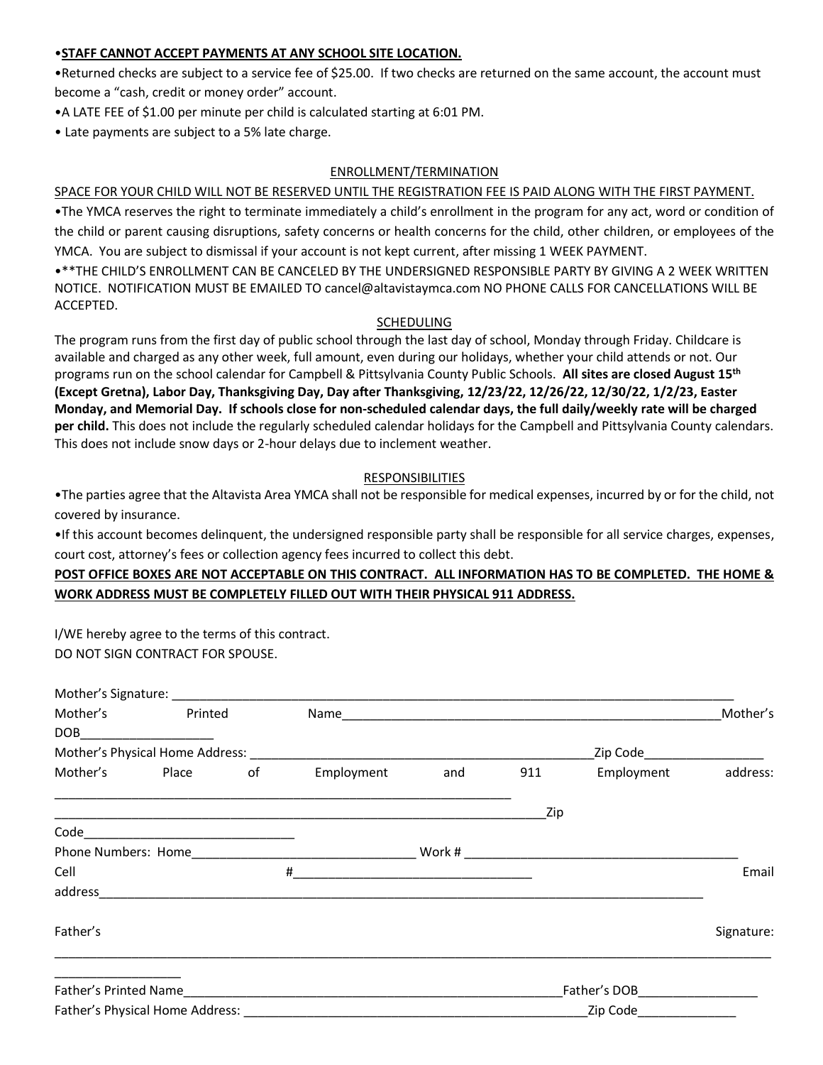•**STAFF CANNOT ACCEPT PAYMENTS AT ANY SCHOOL SITE LOCATION.**

•Returned checks are subject to a service fee of $25.00. If two checks are returned on the same account, the account must become a "cash, credit or money order" account.

•A LATE FEE of $1.00 per minute per child is calculated starting at 6:01 PM.

• Late payments are subject to a 5% late charge.

## ENROLLMENT/TERMINATION

SPACE FOR YOUR CHILD WILL NOT BE RESERVED UNTIL THE REGISTRATION FEE IS PAID ALONG WITH THE FIRST PAYMENT.

•The YMCA reserves the right to terminate immediately a child's enrollment in the program for any act, word or condition of the child or parent causing disruptions, safety concerns or health concerns for the child, other children, or employees of the YMCA. You are subject to dismissal if your account is not kept current, after missing 1 WEEK PAYMENT.

•**THE CHILD'S ENROLLMENT CAN BE CANCELED BY THE UNDERSIGNED RESPONSIBLE PARTY BY GIVING A 2 WEEK WRITTEN NOTICE. NOTIFICATION MUST BE EMAILED TO cancel@altavistaymca.com NO PHONE CALLS FOR CANCELLATIONS WILL BE ACCEPTED.

## SCHEDULING

The program runs from the first day of public school through the last day of school, Monday through Friday. Childcare is available and charged as any other week, full amount, even during our holidays, whether your child attends or not. Our programs run on the school calendar for Campbell & Pittsylvania County Public Schools. **All sites are closed August 15th (Except Gretna), Labor Day, Thanksgiving Day, Day after Thanksgiving, 12/23/22, 12/26/22, 12/30/22, 1/2/23, Easter Monday, and Memorial Day. If schools close for non-scheduled calendar days, the full daily/weekly rate will be charged per child.** This does not include the regularly scheduled calendar holidays for the Campbell and Pittsylvania County calendars. This does not include snow days or 2-hour delays due to inclement weather.

## RESPONSIBILITIES

•The parties agree that the Altavista Area YMCA shall not be responsible for medical expenses, incurred by or for the child, not covered by insurance.

•If this account becomes delinquent, the undersigned responsible party shall be responsible for all service charges, expenses, court cost, attorney's fees or collection agency fees incurred to collect this debt.

**POST OFFICE BOXES ARE NOT ACCEPTABLE ON THIS CONTRACT. ALL INFORMATION HAS TO BE COMPLETED. THE HOME & WORK ADDRESS MUST BE COMPLETELY FILLED OUT WITH THEIR PHYSICAL 911 ADDRESS.**

I/WE hereby agree to the terms of this contract.
DO NOT SIGN CONTRACT FOR SPOUSE.

Mother's Signature: ____________________________________________

Mother's Printed Name____________________________________________ Mother's DOB__________________

Mother's Physical Home Address: ________________________________ Zip Code________________

Mother's Place of Employment and 911 Employment address: ____________________________________________

____________________________________________ Zip Code______________________

Phone Numbers: Home________________________ Work # ________________________

Cell #________________________ Email address____________________________________________

Father's Signature: ____________________________________________

Father's Printed Name____________________________________________ Father's DOB________________

Father's Physical Home Address: ________________________________ Zip Code______________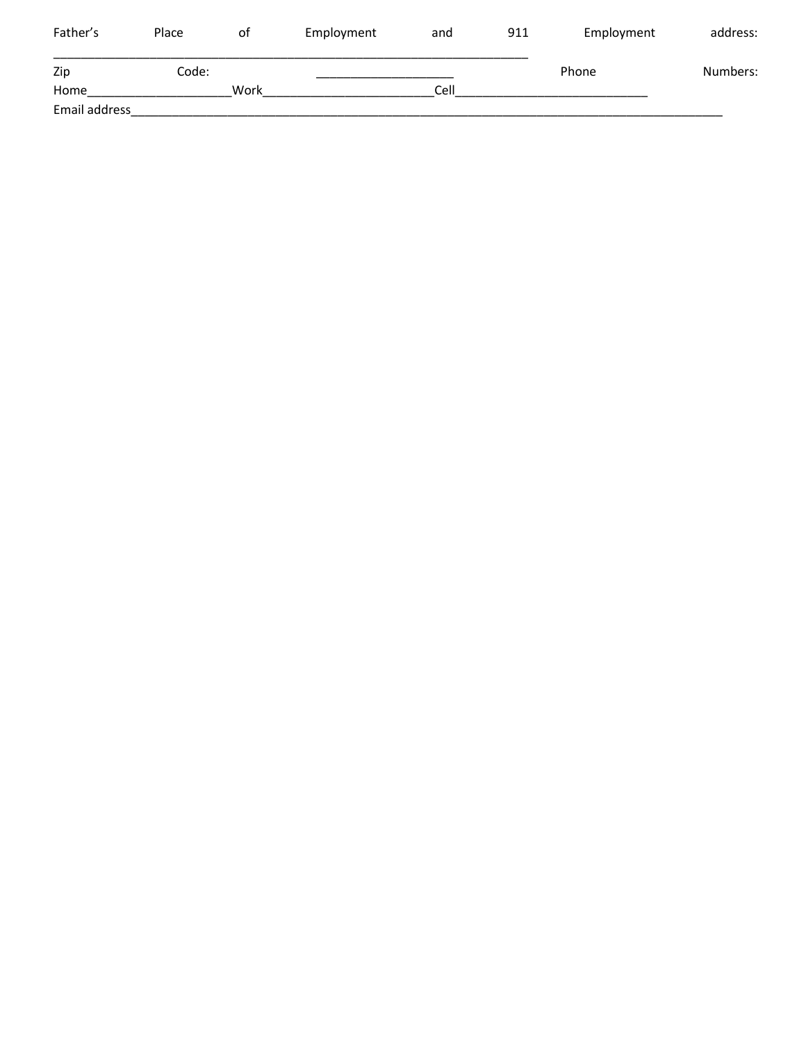Father's Place of Employment and 911 Employment address: _________________________________________________________________________

Zip Code: _____________________ Phone Numbers: Home______________________Work__________________________Cell_____________________________

Email address_____________________________________________________________________________________________